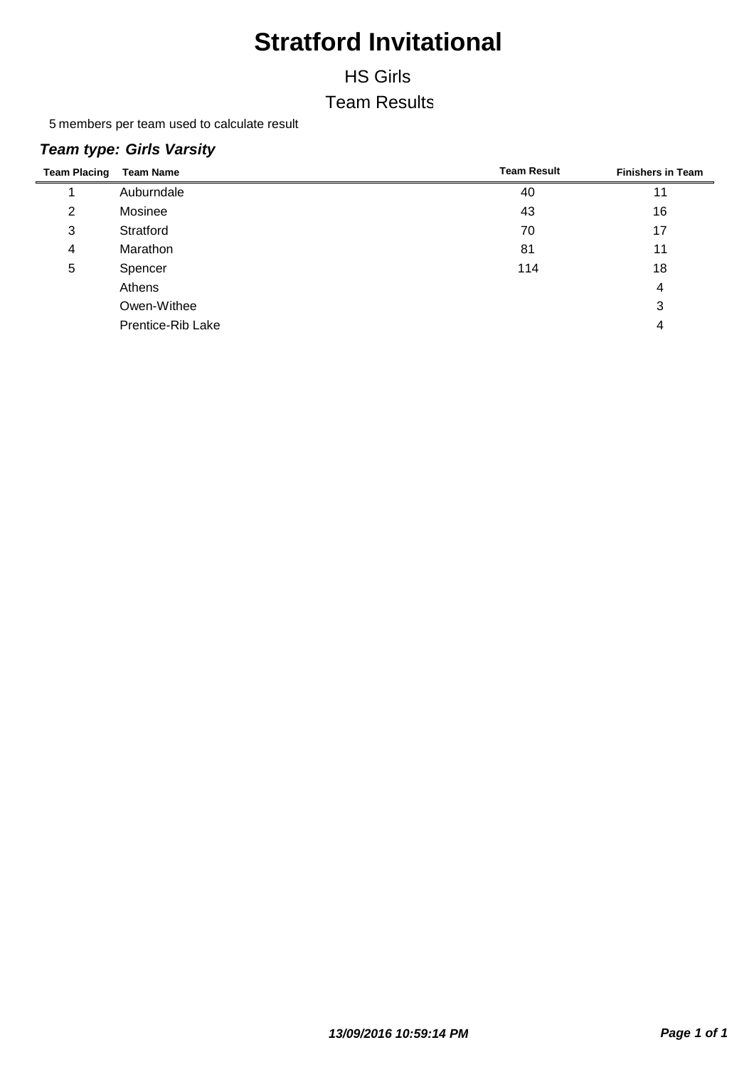# Stratford Invitational

HS Girls

Team Results

5 members per team used to calculate result

***Team type: Girls Varsity***

| Team Placing | Team Name | Team Result | Finishers in Team |
|---|---|---|---|
| 1 | Auburndale | 40 | 11 |
| 2 | Mosinee | 43 | 16 |
| 3 | Stratford | 70 | 17 |
| 4 | Marathon | 81 | 11 |
| 5 | Spencer | 114 | 18 |
| | Athens | | 4 |
| | Owen-Withee | | 3 |
| | Prentice-Rib Lake | | 4 |

***13/09/2016 10:59:14 PM***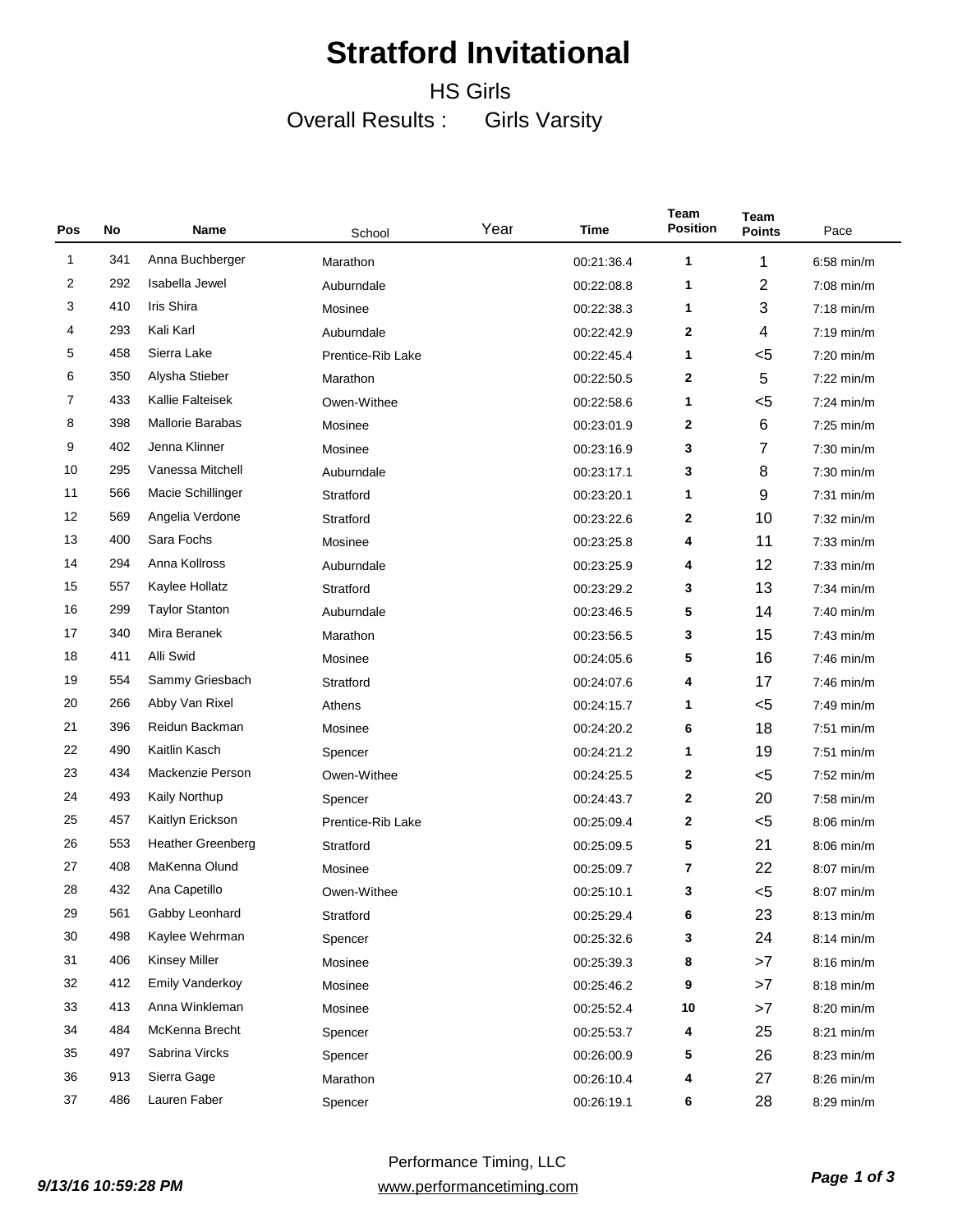# Stratford Invitational

## HS Girls

### Overall Results : Girls Varsity

| Pos | No | Name | School | Year | Time | Team Position | Team Points | Pace |
|---|---|---|---|---|---|---|---|---|
| 1 | 341 | Anna Buchberger | Marathon | | 00:21:36.4 | 1 | 1 | 6:58 min/m |
| 2 | 292 | Isabella Jewel | Auburndale | | 00:22:08.8 | 1 | 2 | 7:08 min/m |
| 3 | 410 | Iris Shira | Mosinee | | 00:22:38.3 | 1 | 3 | 7:18 min/m |
| 4 | 293 | Kali Karl | Auburndale | | 00:22:42.9 | 2 | 4 | 7:19 min/m |
| 5 | 458 | Sierra Lake | Prentice-Rib Lake | | 00:22:45.4 | 1 | <5 | 7:20 min/m |
| 6 | 350 | Alysha Stieber | Marathon | | 00:22:50.5 | 2 | 5 | 7:22 min/m |
| 7 | 433 | Kallie Falteisek | Owen-Withee | | 00:22:58.6 | 1 | <5 | 7:24 min/m |
| 8 | 398 | Mallorie Barabas | Mosinee | | 00:23:01.9 | 2 | 6 | 7:25 min/m |
| 9 | 402 | Jenna Klinner | Mosinee | | 00:23:16.9 | 3 | 7 | 7:30 min/m |
| 10 | 295 | Vanessa Mitchell | Auburndale | | 00:23:17.1 | 3 | 8 | 7:30 min/m |
| 11 | 566 | Macie Schillinger | Stratford | | 00:23:20.1 | 1 | 9 | 7:31 min/m |
| 12 | 569 | Angelia Verdone | Stratford | | 00:23:22.6 | 2 | 10 | 7:32 min/m |
| 13 | 400 | Sara Fochs | Mosinee | | 00:23:25.8 | 4 | 11 | 7:33 min/m |
| 14 | 294 | Anna Kollross | Auburndale | | 00:23:25.9 | 4 | 12 | 7:33 min/m |
| 15 | 557 | Kaylee Hollatz | Stratford | | 00:23:29.2 | 3 | 13 | 7:34 min/m |
| 16 | 299 | Taylor Stanton | Auburndale | | 00:23:46.5 | 5 | 14 | 7:40 min/m |
| 17 | 340 | Mira Beranek | Marathon | | 00:23:56.5 | 3 | 15 | 7:43 min/m |
| 18 | 411 | Alli Swid | Mosinee | | 00:24:05.6 | 5 | 16 | 7:46 min/m |
| 19 | 554 | Sammy Griesbach | Stratford | | 00:24:07.6 | 4 | 17 | 7:46 min/m |
| 20 | 266 | Abby Van Rixel | Athens | | 00:24:15.7 | 1 | <5 | 7:49 min/m |
| 21 | 396 | Reidun Backman | Mosinee | | 00:24:20.2 | 6 | 18 | 7:51 min/m |
| 22 | 490 | Kaitlin Kasch | Spencer | | 00:24:21.2 | 1 | 19 | 7:51 min/m |
| 23 | 434 | Mackenzie Person | Owen-Withee | | 00:24:25.5 | 2 | <5 | 7:52 min/m |
| 24 | 493 | Kaily Northup | Spencer | | 00:24:43.7 | 2 | 20 | 7:58 min/m |
| 25 | 457 | Kaitlyn Erickson | Prentice-Rib Lake | | 00:25:09.4 | 2 | <5 | 8:06 min/m |
| 26 | 553 | Heather Greenberg | Stratford | | 00:25:09.5 | 5 | 21 | 8:06 min/m |
| 27 | 408 | MaKenna Olund | Mosinee | | 00:25:09.7 | 7 | 22 | 8:07 min/m |
| 28 | 432 | Ana Capetillo | Owen-Withee | | 00:25:10.1 | 3 | <5 | 8:07 min/m |
| 29 | 561 | Gabby Leonhard | Stratford | | 00:25:29.4 | 6 | 23 | 8:13 min/m |
| 30 | 498 | Kaylee Wehrman | Spencer | | 00:25:32.6 | 3 | 24 | 8:14 min/m |
| 31 | 406 | Kinsey Miller | Mosinee | | 00:25:39.3 | 8 | >7 | 8:16 min/m |
| 32 | 412 | Emily Vanderkoy | Mosinee | | 00:25:46.2 | 9 | >7 | 8:18 min/m |
| 33 | 413 | Anna Winkleman | Mosinee | | 00:25:52.4 | 10 | >7 | 8:20 min/m |
| 34 | 484 | McKenna Brecht | Spencer | | 00:25:53.7 | 4 | 25 | 8:21 min/m |
| 35 | 497 | Sabrina Vircks | Spencer | | 00:26:00.9 | 5 | 26 | 8:23 min/m |
| 36 | 913 | Sierra Gage | Marathon | | 00:26:10.4 | 4 | 27 | 8:26 min/m |
| 37 | 486 | Lauren Faber | Spencer | | 00:26:19.1 | 6 | 28 | 8:29 min/m |

*9/13/16 10:59:28 PM*

Performance Timing, LLC
www.performancetiming.com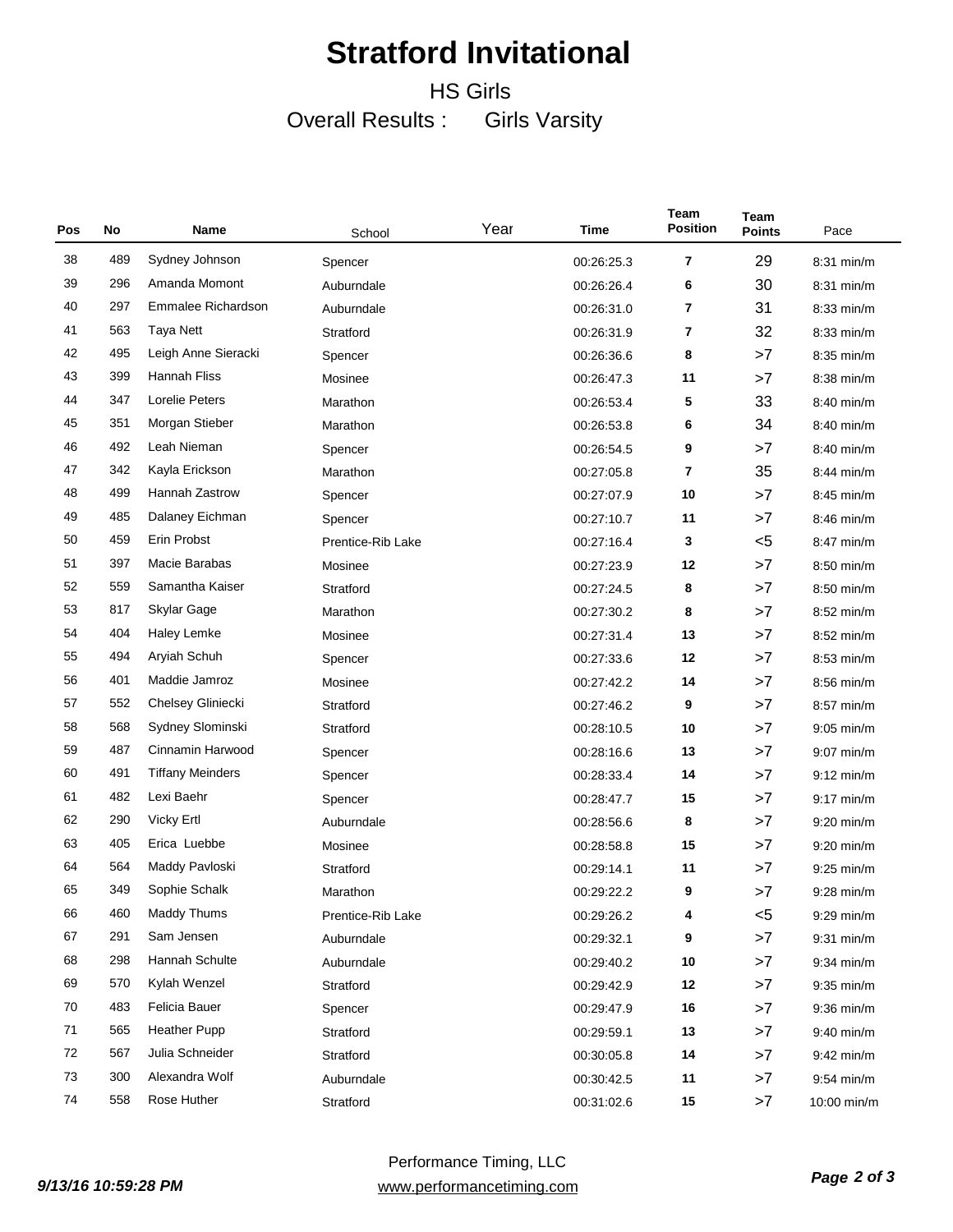# Stratford Invitational

## HS Girls

### Overall Results : Girls Varsity

| Pos | No | Name | School | Year | Time | Team Position | Team Points | Pace |
|---|---|---|---|---|---|---|---|---|
| 38 | 489 | Sydney Johnson | Spencer | | 00:26:25.3 | 7 | 29 | 8:31 min/m |
| 39 | 296 | Amanda Momont | Auburndale | | 00:26:26.4 | 6 | 30 | 8:31 min/m |
| 40 | 297 | Emmalee Richardson | Auburndale | | 00:26:31.0 | 7 | 31 | 8:33 min/m |
| 41 | 563 | Taya Nett | Stratford | | 00:26:31.9 | 7 | 32 | 8:33 min/m |
| 42 | 495 | Leigh Anne Sieracki | Spencer | | 00:26:36.6 | 8 | >7 | 8:35 min/m |
| 43 | 399 | Hannah Fliss | Mosinee | | 00:26:47.3 | 11 | >7 | 8:38 min/m |
| 44 | 347 | Lorelie Peters | Marathon | | 00:26:53.4 | 5 | 33 | 8:40 min/m |
| 45 | 351 | Morgan Stieber | Marathon | | 00:26:53.8 | 6 | 34 | 8:40 min/m |
| 46 | 492 | Leah Nieman | Spencer | | 00:26:54.5 | 9 | >7 | 8:40 min/m |
| 47 | 342 | Kayla Erickson | Marathon | | 00:27:05.8 | 7 | 35 | 8:44 min/m |
| 48 | 499 | Hannah Zastrow | Spencer | | 00:27:07.9 | 10 | >7 | 8:45 min/m |
| 49 | 485 | Dalaney Eichman | Spencer | | 00:27:10.7 | 11 | >7 | 8:46 min/m |
| 50 | 459 | Erin Probst | Prentice-Rib Lake | | 00:27:16.4 | 3 | <5 | 8:47 min/m |
| 51 | 397 | Macie Barabas | Mosinee | | 00:27:23.9 | 12 | >7 | 8:50 min/m |
| 52 | 559 | Samantha Kaiser | Stratford | | 00:27:24.5 | 8 | >7 | 8:50 min/m |
| 53 | 817 | Skylar Gage | Marathon | | 00:27:30.2 | 8 | >7 | 8:52 min/m |
| 54 | 404 | Haley Lemke | Mosinee | | 00:27:31.4 | 13 | >7 | 8:52 min/m |
| 55 | 494 | Aryiah Schuh | Spencer | | 00:27:33.6 | 12 | >7 | 8:53 min/m |
| 56 | 401 | Maddie Jamroz | Mosinee | | 00:27:42.2 | 14 | >7 | 8:56 min/m |
| 57 | 552 | Chelsey Gliniecki | Stratford | | 00:27:46.2 | 9 | >7 | 8:57 min/m |
| 58 | 568 | Sydney Slominski | Stratford | | 00:28:10.5 | 10 | >7 | 9:05 min/m |
| 59 | 487 | Cinnamin Harwood | Spencer | | 00:28:16.6 | 13 | >7 | 9:07 min/m |
| 60 | 491 | Tiffany Meinders | Spencer | | 00:28:33.4 | 14 | >7 | 9:12 min/m |
| 61 | 482 | Lexi Baehr | Spencer | | 00:28:47.7 | 15 | >7 | 9:17 min/m |
| 62 | 290 | Vicky Ertl | Auburndale | | 00:28:56.6 | 8 | >7 | 9:20 min/m |
| 63 | 405 | Erica Luebbe | Mosinee | | 00:28:58.8 | 15 | >7 | 9:20 min/m |
| 64 | 564 | Maddy Pavloski | Stratford | | 00:29:14.1 | 11 | >7 | 9:25 min/m |
| 65 | 349 | Sophie Schalk | Marathon | | 00:29:22.2 | 9 | >7 | 9:28 min/m |
| 66 | 460 | Maddy Thums | Prentice-Rib Lake | | 00:29:26.2 | 4 | <5 | 9:29 min/m |
| 67 | 291 | Sam Jensen | Auburndale | | 00:29:32.1 | 9 | >7 | 9:31 min/m |
| 68 | 298 | Hannah Schulte | Auburndale | | 00:29:40.2 | 10 | >7 | 9:34 min/m |
| 69 | 570 | Kylah Wenzel | Stratford | | 00:29:42.9 | 12 | >7 | 9:35 min/m |
| 70 | 483 | Felicia Bauer | Spencer | | 00:29:47.9 | 16 | >7 | 9:36 min/m |
| 71 | 565 | Heather Pupp | Stratford | | 00:29:59.1 | 13 | >7 | 9:40 min/m |
| 72 | 567 | Julia Schneider | Stratford | | 00:30:05.8 | 14 | >7 | 9:42 min/m |
| 73 | 300 | Alexandra Wolf | Auburndale | | 00:30:42.5 | 11 | >7 | 9:54 min/m |
| 74 | 558 | Rose Huther | Stratford | | 00:31:02.6 | 15 | >7 | 10:00 min/m |

Performance Timing, LLC
www.performancetiming.com

*9/13/16 10:59:28 PM*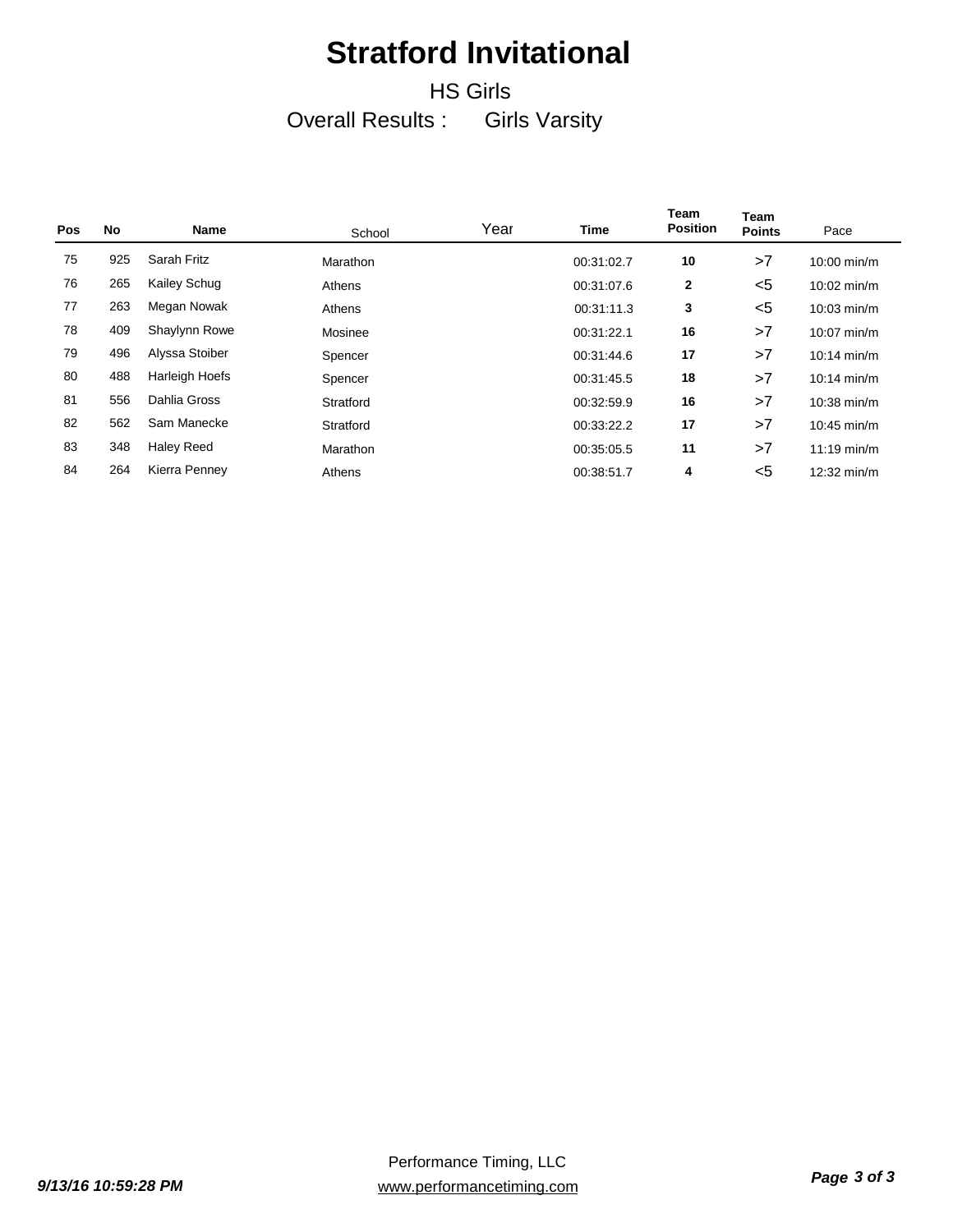# Stratford Invitational

HS Girls

Overall Results : Girls Varsity

| Pos | No | Name | School | Year | Time | Team Position | Team Points | Pace |
|---|---|---|---|---|---|---|---|---|
| 75 | 925 | Sarah Fritz | Marathon | | 00:31:02.7 | **10** | >7 | 10:00 min/m |
| 76 | 265 | Kailey Schug | Athens | | 00:31:07.6 | **2** | <5 | 10:02 min/m |
| 77 | 263 | Megan Nowak | Athens | | 00:31:11.3 | **3** | <5 | 10:03 min/m |
| 78 | 409 | Shaylynn Rowe | Mosinee | | 00:31:22.1 | **16** | >7 | 10:07 min/m |
| 79 | 496 | Alyssa Stoiber | Spencer | | 00:31:44.6 | **17** | >7 | 10:14 min/m |
| 80 | 488 | Harleigh Hoefs | Spencer | | 00:31:45.5 | **18** | >7 | 10:14 min/m |
| 81 | 556 | Dahlia Gross | Stratford | | 00:32:59.9 | **16** | >7 | 10:38 min/m |
| 82 | 562 | Sam Manecke | Stratford | | 00:33:22.2 | **17** | >7 | 10:45 min/m |
| 83 | 348 | Haley Reed | Marathon | | 00:35:05.5 | **11** | >7 | 11:19 min/m |
| 84 | 264 | Kierra Penney | Athens | | 00:38:51.7 | **4** | <5 | 12:32 min/m |

*9/13/16 10:59:28 PM*

Performance Timing, LLC
www.performancetiming.com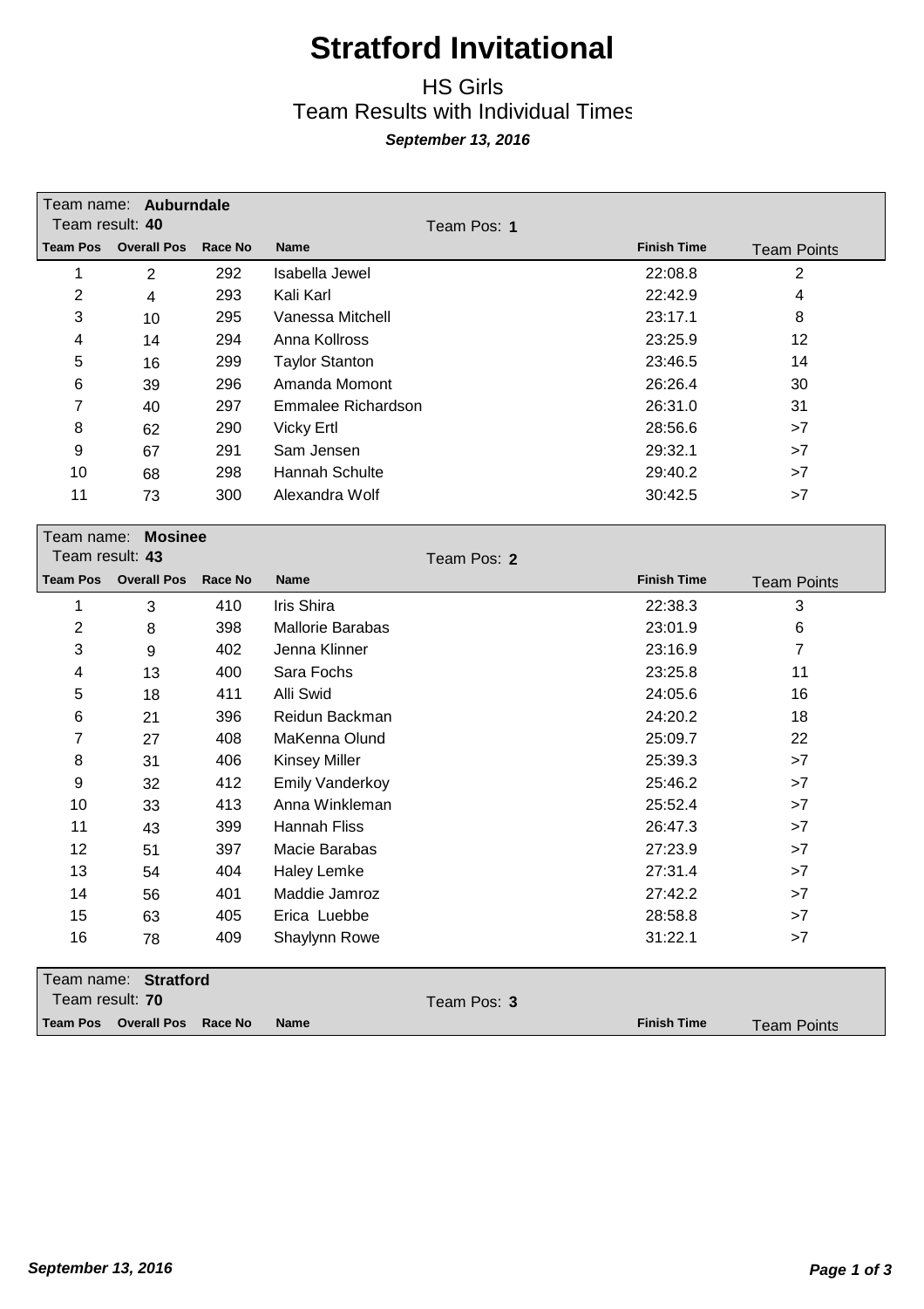# Stratford Invitational

## HS Girls
## Team Results with Individual Times

***September 13, 2016***

Team name: **Auburndale**
Team result: **40**
Team Pos: **1**

| Team Pos | Overall Pos | Race No | Name | Finish Time | Team Points |
|---|---|---|---|---|---|
| 1 | 2 | 292 | Isabella Jewel | 22:08.8 | 2 |
| 2 | 4 | 293 | Kali Karl | 22:42.9 | 4 |
| 3 | 10 | 295 | Vanessa Mitchell | 23:17.1 | 8 |
| 4 | 14 | 294 | Anna Kollross | 23:25.9 | 12 |
| 5 | 16 | 299 | Taylor Stanton | 23:46.5 | 14 |
| 6 | 39 | 296 | Amanda Momont | 26:26.4 | 30 |
| 7 | 40 | 297 | Emmalee Richardson | 26:31.0 | 31 |
| 8 | 62 | 290 | Vicky Ertl | 28:56.6 | >7 |
| 9 | 67 | 291 | Sam Jensen | 29:32.1 | >7 |
| 10 | 68 | 298 | Hannah Schulte | 29:40.2 | >7 |
| 11 | 73 | 300 | Alexandra Wolf | 30:42.5 | >7 |

Team name: **Mosinee**
Team result: **43**
Team Pos: **2**

| Team Pos | Overall Pos | Race No | Name | Finish Time | Team Points |
|---|---|---|---|---|---|
| 1 | 3 | 410 | Iris Shira | 22:38.3 | 3 |
| 2 | 8 | 398 | Mallorie Barabas | 23:01.9 | 6 |
| 3 | 9 | 402 | Jenna Klinner | 23:16.9 | 7 |
| 4 | 13 | 400 | Sara Fochs | 23:25.8 | 11 |
| 5 | 18 | 411 | Alli Swid | 24:05.6 | 16 |
| 6 | 21 | 396 | Reidun Backman | 24:20.2 | 18 |
| 7 | 27 | 408 | MaKenna Olund | 25:09.7 | 22 |
| 8 | 31 | 406 | Kinsey Miller | 25:39.3 | >7 |
| 9 | 32 | 412 | Emily Vanderkoy | 25:46.2 | >7 |
| 10 | 33 | 413 | Anna Winkleman | 25:52.4 | >7 |
| 11 | 43 | 399 | Hannah Fliss | 26:47.3 | >7 |
| 12 | 51 | 397 | Macie Barabas | 27:23.9 | >7 |
| 13 | 54 | 404 | Haley Lemke | 27:31.4 | >7 |
| 14 | 56 | 401 | Maddie Jamroz | 27:42.2 | >7 |
| 15 | 63 | 405 | Erica Luebbe | 28:58.8 | >7 |
| 16 | 78 | 409 | Shaylynn Rowe | 31:22.1 | >7 |

Team name: **Stratford**
Team result: **70**
Team Pos: **3**

| Team Pos | Overall Pos | Race No | Name | Finish Time | Team Points |
|---|---|---|---|---|---|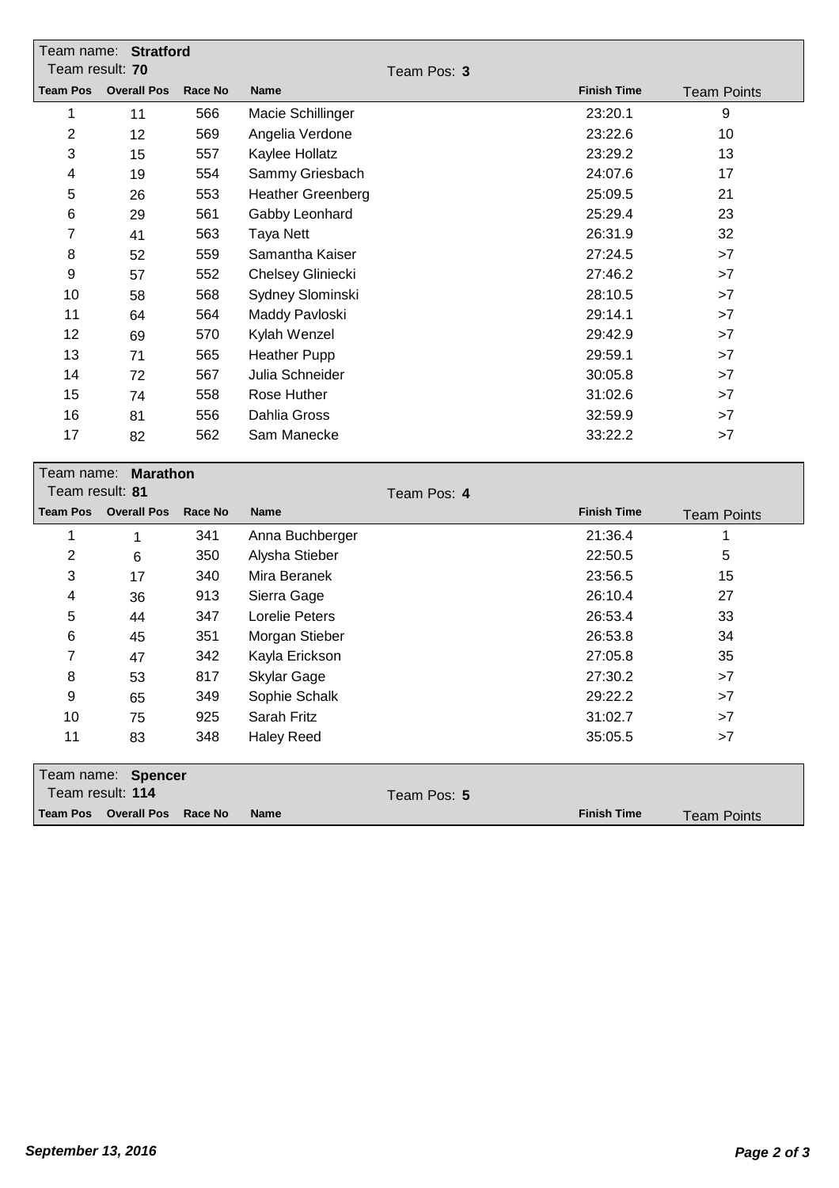Team name: **Stratford**
Team result: **70**
Team Pos: **3**

| Team Pos | Overall Pos | Race No | Name | Finish Time | Team Points |
|---|---|---|---|---|---|
| 1 | 11 | 566 | Macie Schillinger | 23:20.1 | 9 |
| 2 | 12 | 569 | Angelia Verdone | 23:22.6 | 10 |
| 3 | 15 | 557 | Kaylee Hollatz | 23:29.2 | 13 |
| 4 | 19 | 554 | Sammy Griesbach | 24:07.6 | 17 |
| 5 | 26 | 553 | Heather Greenberg | 25:09.5 | 21 |
| 6 | 29 | 561 | Gabby Leonhard | 25:29.4 | 23 |
| 7 | 41 | 563 | Taya Nett | 26:31.9 | 32 |
| 8 | 52 | 559 | Samantha Kaiser | 27:24.5 | >7 |
| 9 | 57 | 552 | Chelsey Gliniecki | 27:46.2 | >7 |
| 10 | 58 | 568 | Sydney Slominski | 28:10.5 | >7 |
| 11 | 64 | 564 | Maddy Pavloski | 29:14.1 | >7 |
| 12 | 69 | 570 | Kylah Wenzel | 29:42.9 | >7 |
| 13 | 71 | 565 | Heather Pupp | 29:59.1 | >7 |
| 14 | 72 | 567 | Julia Schneider | 30:05.8 | >7 |
| 15 | 74 | 558 | Rose Huther | 31:02.6 | >7 |
| 16 | 81 | 556 | Dahlia Gross | 32:59.9 | >7 |
| 17 | 82 | 562 | Sam Manecke | 33:22.2 | >7 |

Team name: **Marathon**
Team result: **81**
Team Pos: **4**

| Team Pos | Overall Pos | Race No | Name | Finish Time | Team Points |
|---|---|---|---|---|---|
| 1 | 1 | 341 | Anna Buchberger | 21:36.4 | 1 |
| 2 | 6 | 350 | Alysha Stieber | 22:50.5 | 5 |
| 3 | 17 | 340 | Mira Beranek | 23:56.5 | 15 |
| 4 | 36 | 913 | Sierra Gage | 26:10.4 | 27 |
| 5 | 44 | 347 | Lorelie Peters | 26:53.4 | 33 |
| 6 | 45 | 351 | Morgan Stieber | 26:53.8 | 34 |
| 7 | 47 | 342 | Kayla Erickson | 27:05.8 | 35 |
| 8 | 53 | 817 | Skylar Gage | 27:30.2 | >7 |
| 9 | 65 | 349 | Sophie Schalk | 29:22.2 | >7 |
| 10 | 75 | 925 | Sarah Fritz | 31:02.7 | >7 |
| 11 | 83 | 348 | Haley Reed | 35:05.5 | >7 |

Team name: **Spencer**
Team result: **114**
Team Pos: **5**

| Team Pos | Overall Pos | Race No | Name | Finish Time | Team Points |
|---|---|---|---|---|---|

*September 13, 2016*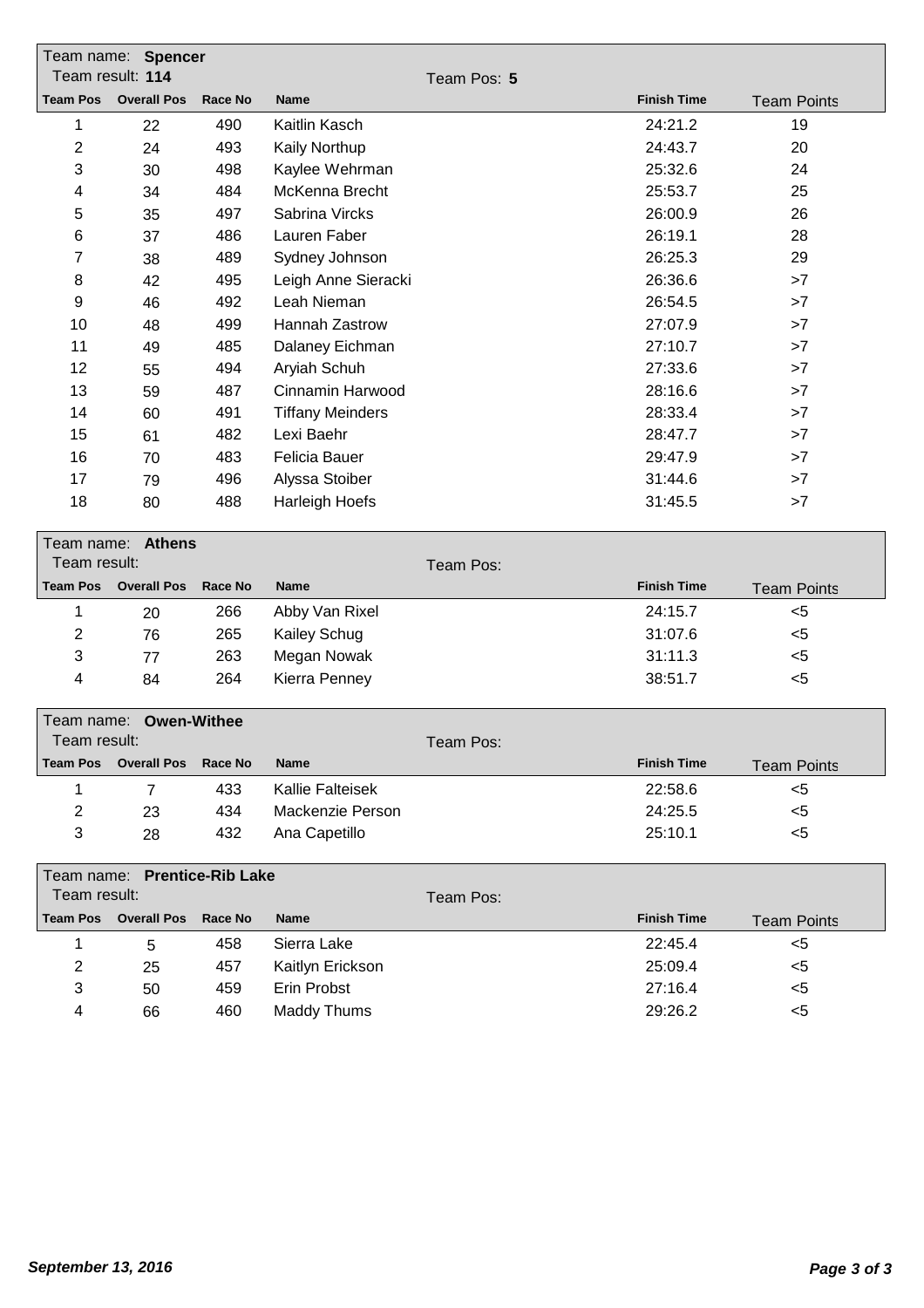Team name: **Spencer**
Team result: **114**
Team Pos: **5**

| Team Pos | Overall Pos | Race No | Name | Finish Time | Team Points |
|---|---|---|---|---|---|
| 1 | 22 | 490 | Kaitlin Kasch | 24:21.2 | 19 |
| 2 | 24 | 493 | Kaily Northup | 24:43.7 | 20 |
| 3 | 30 | 498 | Kaylee Wehrman | 25:32.6 | 24 |
| 4 | 34 | 484 | McKenna Brecht | 25:53.7 | 25 |
| 5 | 35 | 497 | Sabrina Vircks | 26:00.9 | 26 |
| 6 | 37 | 486 | Lauren Faber | 26:19.1 | 28 |
| 7 | 38 | 489 | Sydney Johnson | 26:25.3 | 29 |
| 8 | 42 | 495 | Leigh Anne Sieracki | 26:36.6 | >7 |
| 9 | 46 | 492 | Leah Nieman | 26:54.5 | >7 |
| 10 | 48 | 499 | Hannah Zastrow | 27:07.9 | >7 |
| 11 | 49 | 485 | Dalaney Eichman | 27:10.7 | >7 |
| 12 | 55 | 494 | Aryiah Schuh | 27:33.6 | >7 |
| 13 | 59 | 487 | Cinnamin Harwood | 28:16.6 | >7 |
| 14 | 60 | 491 | Tiffany Meinders | 28:33.4 | >7 |
| 15 | 61 | 482 | Lexi Baehr | 28:47.7 | >7 |
| 16 | 70 | 483 | Felicia Bauer | 29:47.9 | >7 |
| 17 | 79 | 496 | Alyssa Stoiber | 31:44.6 | >7 |
| 18 | 80 | 488 | Harleigh Hoefs | 31:45.5 | >7 |

Team name: **Athens**
Team result:
Team Pos:

| Team Pos | Overall Pos | Race No | Name | Finish Time | Team Points |
|---|---|---|---|---|---|
| 1 | 20 | 266 | Abby Van Rixel | 24:15.7 | <5 |
| 2 | 76 | 265 | Kailey Schug | 31:07.6 | <5 |
| 3 | 77 | 263 | Megan Nowak | 31:11.3 | <5 |
| 4 | 84 | 264 | Kierra Penney | 38:51.7 | <5 |

Team name: **Owen-Withee**
Team result:
Team Pos:

| Team Pos | Overall Pos | Race No | Name | Finish Time | Team Points |
|---|---|---|---|---|---|
| 1 | 7 | 433 | Kallie Falteisek | 22:58.6 | <5 |
| 2 | 23 | 434 | Mackenzie Person | 24:25.5 | <5 |
| 3 | 28 | 432 | Ana Capetillo | 25:10.1 | <5 |

Team name: **Prentice-Rib Lake**
Team result:
Team Pos:

| Team Pos | Overall Pos | Race No | Name | Finish Time | Team Points |
|---|---|---|---|---|---|
| 1 | 5 | 458 | Sierra Lake | 22:45.4 | <5 |
| 2 | 25 | 457 | Kaitlyn Erickson | 25:09.4 | <5 |
| 3 | 50 | 459 | Erin Probst | 27:16.4 | <5 |
| 4 | 66 | 460 | Maddy Thums | 29:26.2 | <5 |

***September 13, 2016***